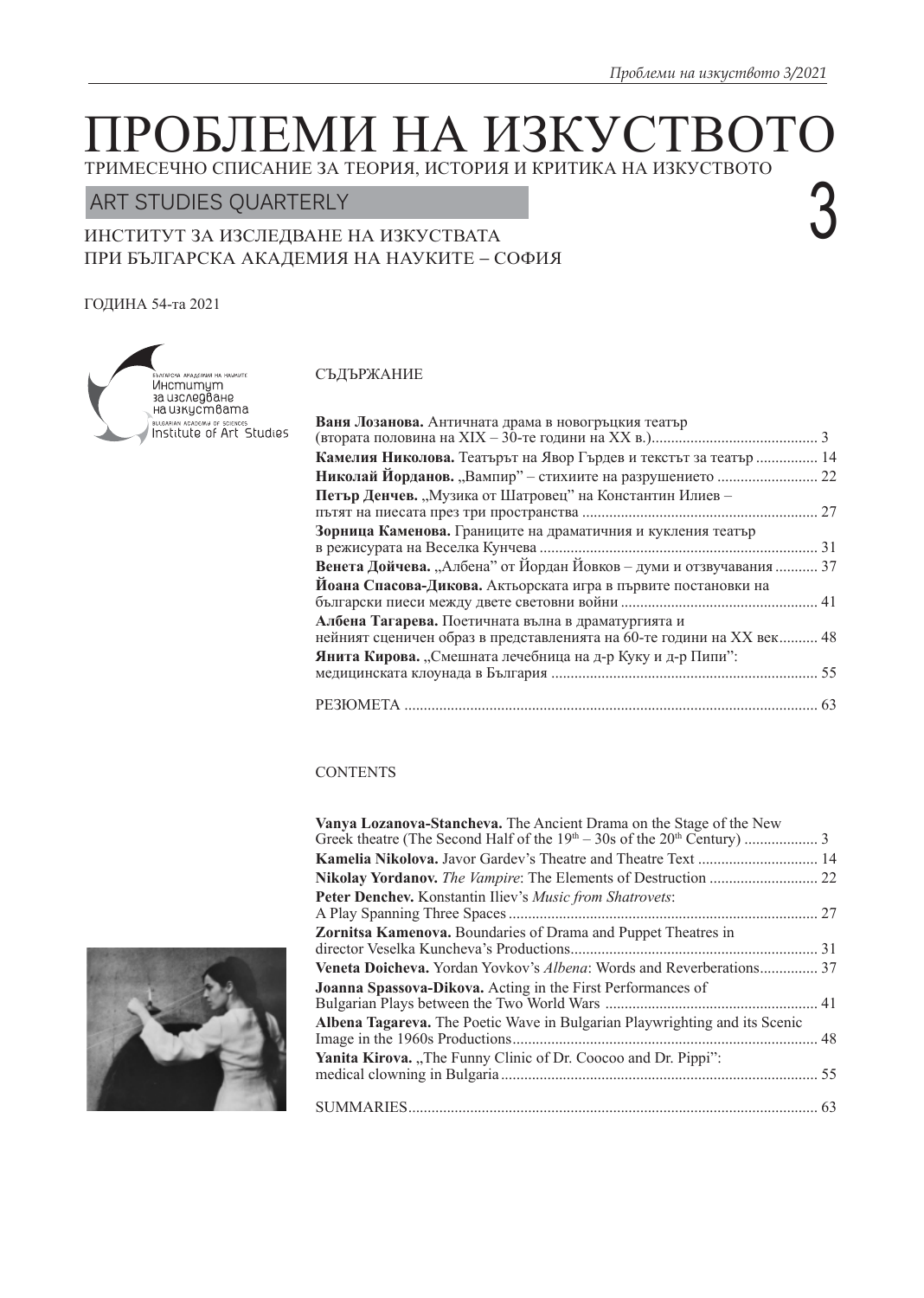# ПРОБЛЕМИ НА ИЗКУСТВОТО

ТРИМЕСЕЧНО СПИСАНИЕ ЗА ТЕОРИЯ, ИСТОРИЯ И КРИТИКА НА ИЗКУСТВОТО

ART STUDIES QUARTERLY

3

ИНСТИТУТ ЗА ИЗСЛЕДВАНЕ НА ИЗКУСТВАТА
ПРИ БЪЛГАРСКА АКАДЕМИЯ НА НАУКИТЕ – СОФИЯ

ГОДИНА 54-та 2021

## СЪДЪРЖАНИЕ

**Ваня Лозанова.** Античната драма в новогръцкия театър (втората половина на XIX – 30-те години на XX в.) .......... 3

**Камелия Николова.** Театърът на Явор Гърдев и текстът за театър .......... 14

**Николай Йорданов.** „Вампир" – стихиите на разрушението .......... 22

**Петър Денчев.** „Музика от Шатровец" на Константин Илиев – пътят на пиесата през три пространства .......... 27

**Зорница Каменова.** Границите на драматичния и кукления театър в режисурата на Веселка Кунчева .......... 31

**Венета Дойчева.** „Албена" от Йордан Йовков – думи и отзвучавания .......... 37

**Йоана Спасова-Дикова.** Актьорската игра в първите постановки на български пиеси между двете световни войни .......... 41

**Албена Тагарева.** Поетичната вълна в драматургията и нейният сценичен образ в представленията на 60-те години на XX век .......... 48

**Янита Кирова.** „Смешната лечебница на д-р Куку и д-р Пипи": медицинската клоунада в България .......... 55

РЕЗЮМЕТА .......... 63

## CONTENTS

**Vanya Lozanova-Stancheva.** The Ancient Drama on the Stage of the New Greek theatre (The Second Half of the $19^{th}$ – 30s of the $20^{th}$ Century) .......... 3

**Kamelia Nikolova.** Javor Gardev's Theatre and Theatre Text .......... 14

**Nikolay Yordanov.** *The Vampire*: The Elements of Destruction .......... 22

**Peter Denchev.** Konstantin Iliev's *Music from Shatrovets*: A Play Spanning Three Spaces .......... 27

**Zornitsa Kamenova.** Boundaries of Drama and Puppet Theatres in director Veselka Kuncheva's Productions .......... 31

**Veneta Doicheva.** Yordan Yovkov's *Albena*: Words and Reverberations .......... 37

**Joanna Spassova-Dikova.** Acting in the First Performances of Bulgarian Plays between the Two World Wars .......... 41

**Albena Tagareva.** The Poetic Wave in Bulgarian Playwrighting and its Scenic Image in the 1960s Productions .......... 48

**Yanita Kirova.** „The Funny Clinic of Dr. Coocoo and Dr. Pippi": medical clowning in Bulgaria .......... 55

SUMMARIES .......... 63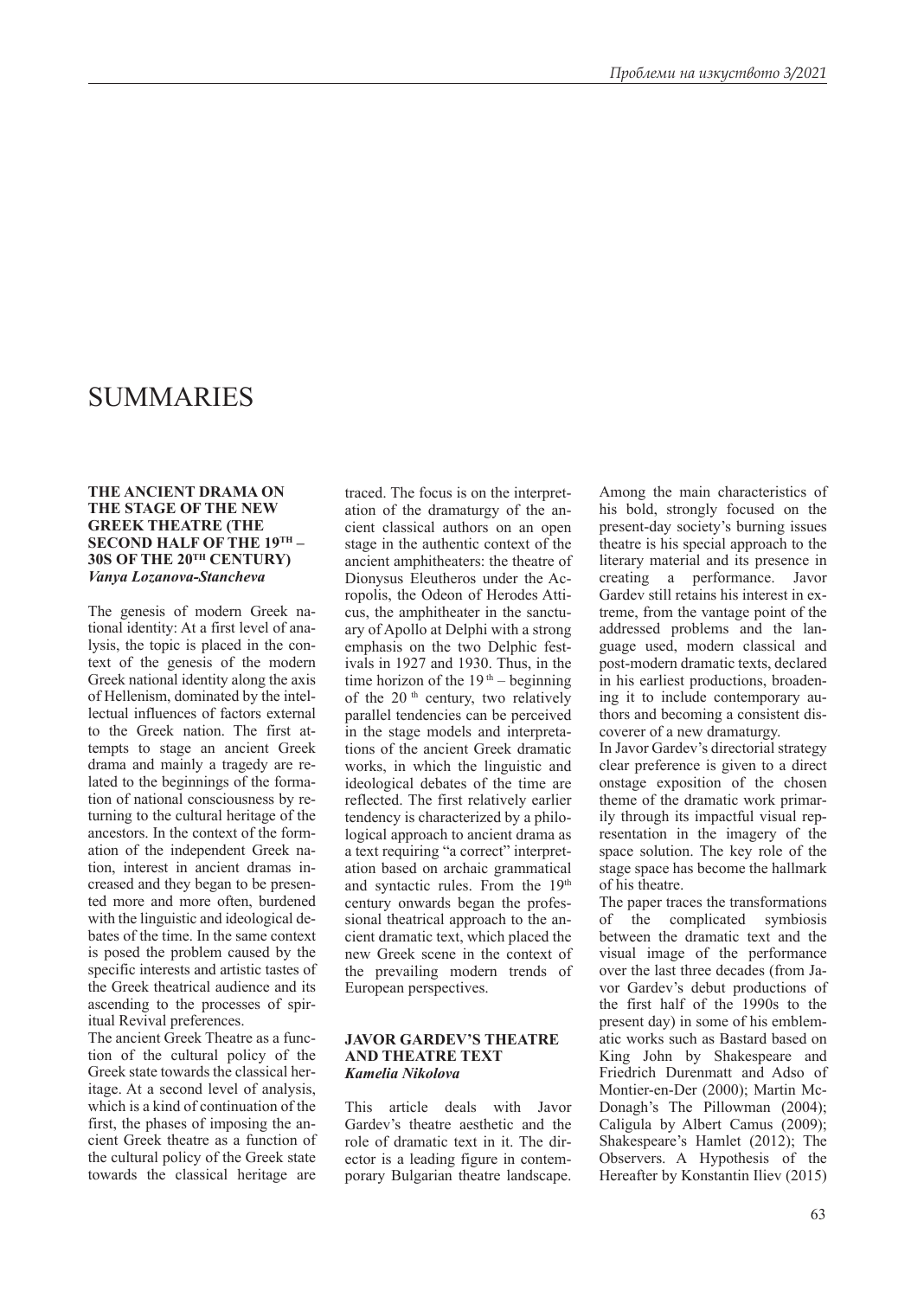# SUMMARIES

## THE ANCIENT DRAMA ON THE STAGE OF THE NEW GREEK THEATRE (THE SECOND HALF OF THE 19TH – 30S OF THE 20TH CENTURY)

***Vanya Lozanova-Stancheva***

The genesis of modern Greek national identity: At a first level of analysis, the topic is placed in the context of the genesis of the modern Greek national identity along the axis of Hellenism, dominated by the intellectual influences of factors external to the Greek nation. The first attempts to stage an ancient Greek drama and mainly a tragedy are related to the beginnings of the formation of national consciousness by returning to the cultural heritage of the ancestors. In the context of the formation of the independent Greek nation, interest in ancient dramas increased and they began to be presented more and more often, burdened with the linguistic and ideological debates of the time. In the same context is posed the problem caused by the specific interests and artistic tastes of the Greek theatrical audience and its ascending to the processes of spiritual Revival preferences.

The ancient Greek Theatre as a function of the cultural policy of the Greek state towards the classical heritage. At a second level of analysis, which is a kind of continuation of the first, the phases of imposing the ancient Greek theatre as a function of the cultural policy of the Greek state towards the classical heritage are traced. The focus is on the interpretation of the dramaturgy of the ancient classical authors on an open stage in the authentic context of the ancient amphitheaters: the theatre of Dionysus Eleutheros under the Acropolis, the Odeon of Herodes Atticus, the amphitheater in the sanctuary of Apollo at Delphi with a strong emphasis on the two Delphic festivals in 1927 and 1930. Thus, in the time horizon of the 19th – beginning of the 20th century, two relatively parallel tendencies can be perceived in the stage models and interpretations of the ancient Greek dramatic works, in which the linguistic and ideological debates of the time are reflected. The first relatively earlier tendency is characterized by a philological approach to ancient drama as a text requiring "a correct" interpretation based on archaic grammatical and syntactic rules. From the 19th century onwards began the professional theatrical approach to the ancient dramatic text, which placed the new Greek scene in the context of the prevailing modern trends of European perspectives.

## JAVOR GARDEV'S THEATRE AND THEATRE TEXT

***Kamelia Nikolova***

This article deals with Javor Gardev's theatre aesthetic and the role of dramatic text in it. The director is a leading figure in contemporary Bulgarian theatre landscape. Among the main characteristics of his bold, strongly focused on the present-day society's burning issues theatre is his special approach to the literary material and its presence in creating a performance. Javor Gardev still retains his interest in extreme, from the vantage point of the addressed problems and the language used, modern classical and post-modern dramatic texts, declared in his earliest productions, broadening it to include contemporary authors and becoming a consistent discoverer of a new dramaturgy.

In Javor Gardev's directorial strategy clear preference is given to a direct onstage exposition of the chosen theme of the dramatic work primarily through its impactful visual representation in the imagery of the space solution. The key role of the stage space has become the hallmark of his theatre.

The paper traces the transformations of the complicated symbiosis between the dramatic text and the visual image of the performance over the last three decades (from Javor Gardev's debut productions of the first half of the 1990s to the present day) in some of his emblematic works such as Bastard based on King John by Shakespeare and Friedrich Durenmatt and Adso of Montier-en-Der (2000); Martin McDonagh's The Pillowman (2004); Caligula by Albert Camus (2009); Shakespeare's Hamlet (2012); The Observers. A Hypothesis of the Hereafter by Konstantin Iliev (2015)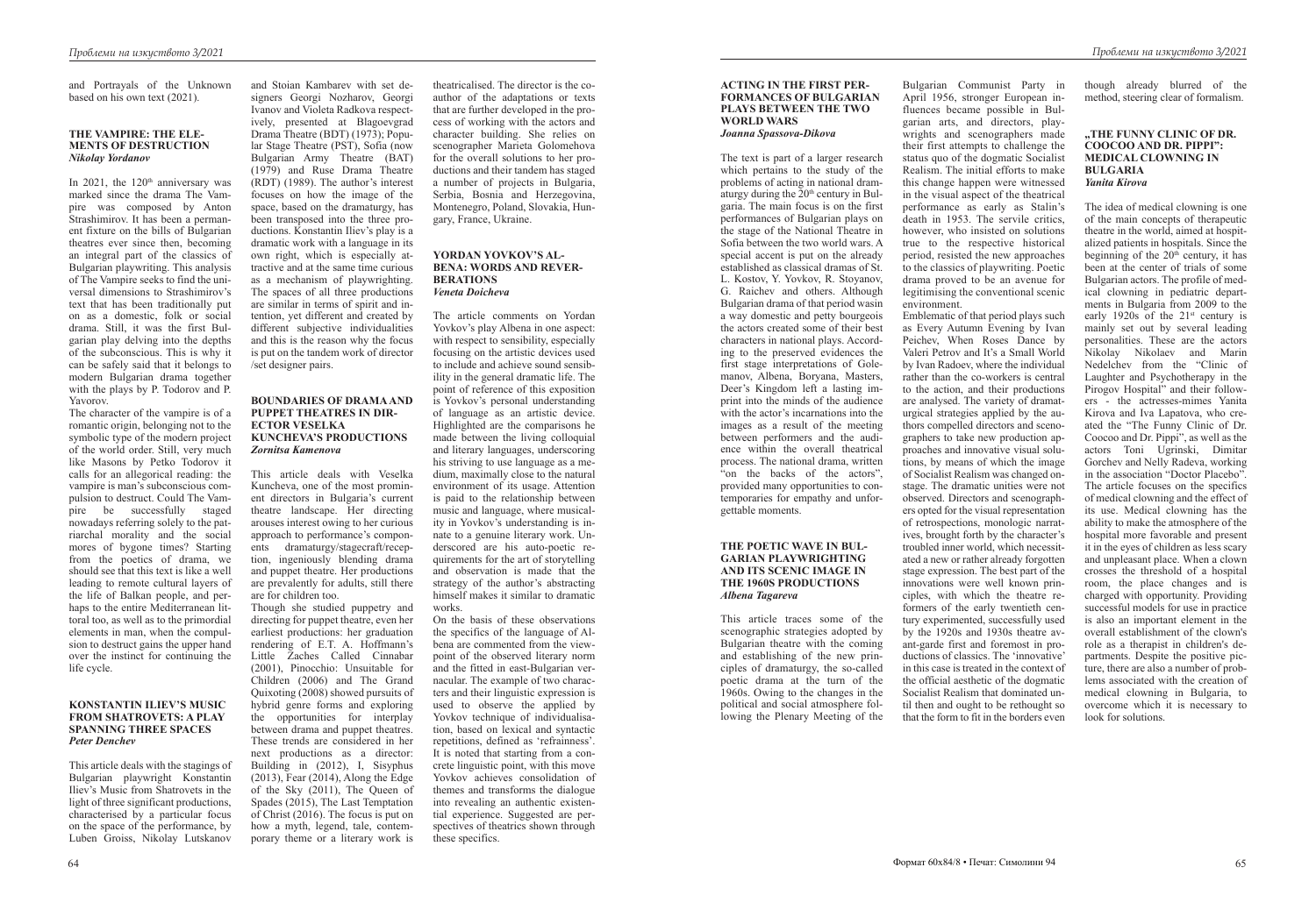and Portrayals of the Unknown based on his own text (2021).

### THE VAMPIRE: THE ELEMENTS OF DESTRUCTION
*Nikolay Yordanov*

In 2021, the 120th anniversary was marked since the drama The Vampire was composed by Anton Strashimirov. It has been a permanent fixture on the bills of Bulgarian theatres ever since then, becoming an integral part of the classics of Bulgarian playwriting. This analysis of The Vampire seeks to find the universal dimensions to Strashimirov's text that has been traditionally put on as a domestic, folk or social drama. Still, it was the first Bulgarian play delving into the depths of the subconscious. This is why it can be safely said that it belongs to modern Bulgarian drama together with the plays by P. Todorov and P. Yavorov.

The character of the vampire is of a romantic origin, belonging not to the symbolic type of the modern project of the world order. Still, very much like Masons by Petko Todorov it calls for an allegorical reading: the vampire is man's subconscious compulsion to destruct. Could The Vampire be successfully staged nowadays referring solely to the patriarchal morality and the social mores of bygone times? Starting from the poetics of drama, we should see that this text is like a well leading to remote cultural layers of the life of Balkan people, and perhaps to the entire Mediterranean littoral too, as well as to the primordial elements in man, when the compulsion to destruct gains the upper hand over the instinct for continuing the life cycle.

### KONSTANTIN ILIEV'S MUSIC FROM SHATROVETS: A PLAY SPANNING THREE SPACES
*Peter Denchev*

This article deals with the stagings of Bulgarian playwright Konstantin Iliev's Music from Shatrovets in the light of three significant productions, characterised by a particular focus on the space of the performance, by Luben Groiss, Nikolay Lutskanov and Stoian Kambarev with set designers Georgi Nozharov, Georgi Ivanov and Violeta Radkova respectively, presented at Blagoevgrad Drama Theatre (BDT) (1973); Popular Stage Theatre (PST), Sofia (now Bulgarian Army Theatre (BAT) (1979) and Ruse Drama Theatre (RDT) (1989). The author's interest focuses on how the image of the space, based on the dramaturgy, has been transposed into the three productions. Konstantin Iliev's play is a dramatic work with a language in its own right, which is especially attractive and at the same time curious as a mechanism of playwrighting. The spaces of all three productions are similar in terms of spirit and intention, yet different and created by different subjective individualities and this is the reason why the focus is put on the tandem work of director /set designer pairs.

### BOUNDARIES OF DRAMA AND PUPPET THEATRES IN DIRECTOR VESELKA KUNCHEVA'S PRODUCTIONS
*Zornitsa Kamenova*

This article deals with Veselka Kuncheva, one of the most prominent directors in Bulgaria's current theatre landscape. Her directing arouses interest owing to her curious approach to performance's components dramaturgy/stagecraft/reception, ingeniously blending drama and puppet theatre. Her productions are prevalently for adults, still there are for children too.

Though she studied puppetry and directing for puppet theatre, even her earliest productions: her graduation rendering of E.T. A. Hoffmann's Little Zaches Called Cinnabar (2001), Pinocchio: Unsuitable for Children (2006) and The Grand Quixoting (2008) showed pursuits of hybrid genre forms and exploring the opportunities for interplay between drama and puppet theatres. These trends are considered in her next productions as a director: Building in (2012), I, Sisyphus (2013), Fear (2014), Along the Edge of the Sky (2011), The Queen of Spades (2015), The Last Temptation of Christ (2016). The focus is put on how a myth, legend, tale, contemporary theme or a literary work is theatricalised. The director is the coauthor of the adaptations or texts that are further developed in the process of working with the actors and character building. She relies on scenographer Marieta Golomehova for the overall solutions to her productions and their tandem has staged a number of projects in Bulgaria, Serbia, Bosnia and Herzegovina, Montenegro, Poland, Slovakia, Hungary, France, Ukraine.

### YORDAN YOVKOV'S ALBENA: WORDS AND REVERBERATIONS
*Veneta Doicheva*

The article comments on Yordan Yovkov's play Albena in one aspect: with respect to sensibility, especially focusing on the artistic devices used to include and achieve sound sensibility in the general dramatic life. The point of reference of this exposition is Yovkov's personal understanding of language as an artistic device. Highlighted are the comparisons he made between the living colloquial and literary languages, underscoring his striving to use language as a medium, maximally close to the natural environment of its usage. Attention is paid to the relationship between music and language, where musicality in Yovkov's understanding is innate to a genuine literary work. Underscored are his auto-poetic requirements for the art of storytelling and observation is made that the strategy of the author's abstracting himself makes it similar to dramatic works.

On the basis of these observations the specifics of the language of Albena are commented from the viewpoint of the observed literary norm and the fitted in east-Bulgarian vernacular. The example of two characters and their linguistic expression is used to observe the applied by Yovkov technique of individualisation, based on lexical and syntactic repetitions, defined as 'refrainness'. It is noted that starting from a concrete linguistic point, with this move Yovkov achieves consolidation of themes and transforms the dialogue into revealing an authentic existential experience. Suggested are perspectives of theatrics shown through these specifics.

### ACTING IN THE FIRST PERFORMANCES OF BULGARIAN PLAYS BETWEEN THE TWO WORLD WARS
*Joanna Spassova-Dikova*

The text is part of a larger research which pertains to the study of the problems of acting in national dramaturgy during the 20th century in Bulgaria. The main focus is on the first performances of Bulgarian plays on the stage of the National Theatre in Sofia between the two world wars. A special accent is put on the already established as classical dramas of St. L. Kostov, Y. Yovkov, R. Stoyanov, G. Raichev and others. Although Bulgarian drama of that period wasin a way domestic and petty bourgeois the actors created some of their best characters in national plays. According to the preserved evidences the first stage interpretations of Golemanov, Albena, Boryana, Masters, Deer's Kingdom left a lasting imprint into the minds of the audience with the actor's incarnations into the images as a result of the meeting between performers and the audience within the overall theatrical process. The national drama, written "on the backs of the actors", provided many opportunities to contemporaries for empathy and unforgettable moments.

### THE POETIC WAVE IN BULGARIAN PLAYWRIGHTING AND ITS SCENIC IMAGE IN THE 1960S PRODUCTIONS
*Albena Tagareva*

This article traces some of the scenographic strategies adopted by Bulgarian theatre with the coming and establishing of the new principles of dramaturgy, the so-called poetic drama at the turn of the 1960s. Owing to the changes in the political and social atmosphere following the Plenary Meeting of the Bulgarian Communist Party in April 1956, stronger European influences became possible in Bulgarian arts, and directors, playwrights and scenographers made their first attempts to challenge the status quo of the dogmatic Socialist Realism. The initial efforts to make this change happen were witnessed in the visual aspect of the theatrical performance as early as Stalin's death in 1953. The servile critics, however, who insisted on solutions true to the respective historical period, resisted the new approaches to the classics of playwriting. Poetic drama proved to be an avenue for legitimising the conventional scenic environment.

Emblematic of that period plays such as Every Autumn Evening by Ivan Peichev, When Roses Dance by Valeri Petrov and It's a Small World by Ivan Radoev, where the individual rather than the co-workers is central to the action, and their productions are analysed. The variety of dramaturgical strategies applied by the authors compelled directors and scenographers to take new production approaches and innovative visual solutions, by means of which the image of Socialist Realism was changed onstage. The dramatic unities were not observed. Directors and scenographers opted for the visual representation of retrospections, monologic narratives, brought forth by the character's troubled inner world, which necessitated a new or rather already forgotten stage expression. The best part of the innovations were well known principles, with which the theatre reformers of the early twentieth century experimented, successfully used by the 1920s and 1930s theatre avant-garde first and foremost in productions of classics. The 'innovative' in this case is treated in the context of the official aesthetic of the dogmatic Socialist Realism that dominated until then and ought to be rethought so that the form to fit in the borders even though already blurred of the method, steering clear of formalism.

### „THE FUNNY CLINIC OF DR. COOCOO AND DR. PIPPI": MEDICAL CLOWNING IN BULGARIA
*Yanita Kirova*

The idea of medical clowning is one of the main concepts of therapeutic theatre in the world, aimed at hospitalized patients in hospitals. Since the beginning of the 20th century, it has been at the center of trials of some Bulgarian actors. The profile of medical clowning in pediatric departments in Bulgaria from 2009 to the early 1920s of the 21st century is mainly set out by several leading personalities. These are the actors Nikolay Nikolaev and Marin Nedelchev from the "Clinic of Laughter and Psychotherapy in the Pirogov Hospital" and their followers - the actresses-mimes Yanita Kirova and Iva Lapatova, who created the "The Funny Clinic of Dr. Coocoo and Dr. Pippi", as well as the actors Toni Ugrinski, Dimitar Gorchev and Nelly Radeva, working in the association "Doctor Placebo". The article focuses on the specifics of medical clowning and the effect of its use. Medical clowning has the ability to make the atmosphere of the hospital more favorable and present it in the eyes of children as less scary and unpleasant place. When a clown crosses the threshold of a hospital room, the place changes and is charged with opportunity. Providing successful models for use in practice is also an important element in the overall establishment of the clown's role as a therapist in children's departments. Despite the positive picture, there are also a number of problems associated with the creation of medical clowning in Bulgaria, to overcome which it is necessary to look for solutions.

Формат 60x84/8 • Печат: Симолини 94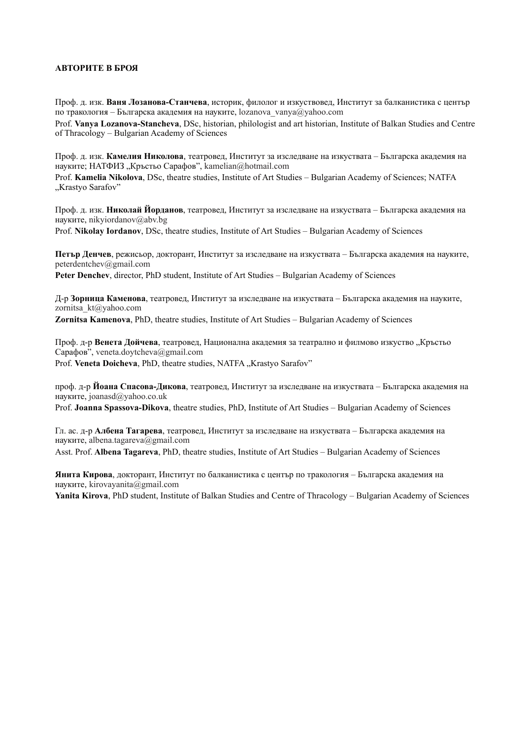**АВТОРИТЕ В БРОЯ**

Проф. д. изк. **Ваня Лозанова-Станчева**, историк, филолог и изкуствовед, Институт за балканистика с център по тракология – Българска академия на науките, lozanova_vanya@yahoo.com

Prof. **Vanya Lozanova-Stancheva**, DSc, historian, philologist and art historian, Institute of Balkan Studies and Centre of Thracology – Bulgarian Academy of Sciences

Проф. д. изк. **Камелия Николова**, театровед, Институт за изследване на изкуствата – Българска академия на науките; НАТФИЗ „Кръстьо Сарафов", kamelian@hotmail.com

Prof. **Kamelia Nikolova**, DSc, theatre studies, Institute of Art Studies – Bulgarian Academy of Sciences; NATFA „Krastyo Sarafov"

Проф. д. изк. **Николай Йорданов**, театровед, Институт за изследване на изкуствата – Българска академия на науките, nikyiordanov@abv.bg

Prof. **Nikolay Iordanov**, DSc, theatre studies, Institute of Art Studies – Bulgarian Academy of Sciences

**Петър Денчев**, режисьор, докторант, Институт за изследване на изкуствата – Българска академия на науките, peterdentchev@gmail.com

**Peter Denchev**, director, PhD student, Institute of Art Studies – Bulgarian Academy of Sciences

Д-р **Зорница Каменова**, театровед, Институт за изследване на изкуствата – Българска академия на науките, zornitsa_kt@yahoo.com

**Zornitsa Kamenova**, PhD, theatre studies, Institute of Art Studies – Bulgarian Academy of Sciences

Проф. д-р **Венета Дойчева**, театровед, Национална академия за театрално и филмово изкуство „Кръстьо Сарафов", veneta.doytcheva@gmail.com

Prof. **Veneta Doicheva**, PhD, theatre studies, NATFA „Krastyo Sarafov"

проф. д-р **Йоана Спасова-Дикова**, театровед, Институт за изследване на изкуствата – Българска академия на науките, joanasd@yahoo.co.uk

Prof. **Joanna Spassova-Dikova**, theatre studies, PhD, Institute of Art Studies – Bulgarian Academy of Sciences

Гл. ас. д-р **Албена Тагарева**, театровед, Институт за изследване на изкуствата – Българска академия на науките, albena.tagareva@gmail.com

Asst. Prof. **Albena Tagareva**, PhD, theatre studies, Institute of Art Studies – Bulgarian Academy of Sciences

**Янита Кирова**, докторант, Институт по балканистика с център по тракология – Българска академия на науките, kirovayanita@gmail.com

**Yanita Kirova**, PhD student, Institute of Balkan Studies and Centre of Thracology – Bulgarian Academy of Sciences